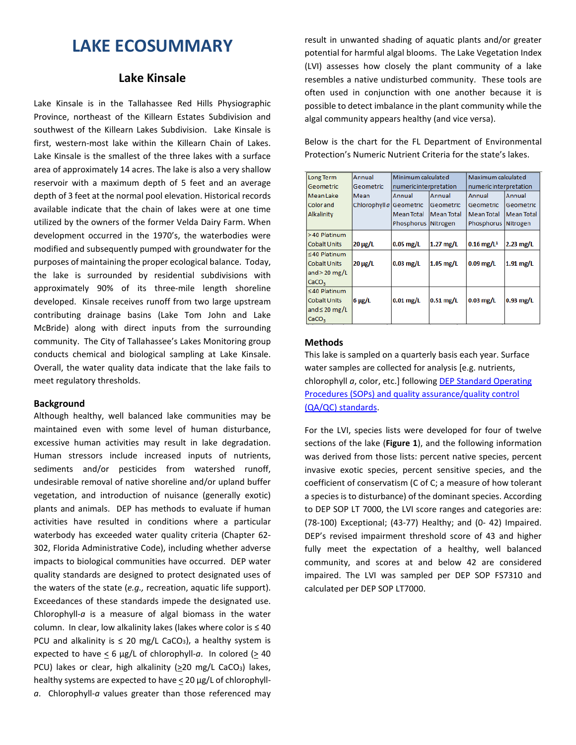# LAKE ECOSUMMARY

## Lake Kinsale

Lake Kinsale is in the Tallahassee Red Hills Physiographic Province, northeast of the Killearn Estates Subdivision and southwest of the Killearn Lakes Subdivision. Lake Kinsale is first, western-most lake within the Killearn Chain of Lakes. Lake Kinsale is the smallest of the three lakes with a surface area of approximately 14 acres. The lake is also a very shallow reservoir with a maximum depth of 5 feet and an average depth of 3 feet at the normal pool elevation. Historical records available indicate that the chain of lakes were at one time utilized by the owners of the former Velda Dairy Farm. When development occurred in the 1970's, the waterbodies were modified and subsequently pumped with groundwater for the purposes of maintaining the proper ecological balance. Today, the lake is surrounded by residential subdivisions with approximately 90% of its three-mile length shoreline developed. Kinsale receives runoff from two large upstream contributing drainage basins (Lake Tom John and Lake McBride) along with direct inputs from the surrounding community. The City of Tallahassee's Lakes Monitoring group conducts chemical and biological sampling at Lake Kinsale. Overall, the water quality data indicate that the lake fails to meet regulatory thresholds.

### Background

Although healthy, well balanced lake communities may be maintained even with some level of human disturbance, excessive human activities may result in lake degradation. Human stressors include increased inputs of nutrients, sediments and/or pesticides from watershed runoff, undesirable removal of native shoreline and/or upland buffer vegetation, and introduction of nuisance (generally exotic) plants and animals. DEP has methods to evaluate if human activities have resulted in conditions where a particular waterbody has exceeded water quality criteria (Chapter 62-302, Florida Administrative Code), including whether adverse impacts to biological communities have occurred. DEP water quality standards are designed to protect designated uses of the waters of the state (*e.g.,* recreation, aquatic life support). Exceedances of these standards impede the designated use. Chlorophyll-*a* is a measure of algal biomass in the water column. In clear, low alkalinity lakes (lakes where color is ≤ 40 PCU and alkalinity is ≤ 20 mg/L $CaCO_3$), a healthy system is expected to have < 6 µg/L of chlorophyll-*a*. In colored (> 40 PCU) lakes or clear, high alkalinity (>20 mg/L $CaCO_3$) lakes, healthy systems are expected to have < 20 µg/L of chlorophyll-*a*. Chlorophyll-*a* values greater than those referenced may result in unwanted shading of aquatic plants and/or greater potential for harmful algal blooms. The Lake Vegetation Index (LVI) assesses how closely the plant community of a lake resembles a native undisturbed community. These tools are often used in conjunction with one another because it is possible to detect imbalance in the plant community while the algal community appears healthy (and vice versa).

Below is the chart for the FL Department of Environmental Protection's Numeric Nutrient Criteria for the state's lakes.

| Long Term Geometric Mean Lake Color and Alkalinity | Annual Geometric Mean Chlorophyll *a* | Minimum calculated numeric interpretation | | Maximum calculated numeric interpretation | |
|---|---|---|---|---|---|
| | | Annual Geometric Mean Total Phosphorus | Annual Geometric Mean Total Nitrogen | Annual Geometric Mean Total Phosphorus | Annual Geometric Mean Total Nitrogen |
| >40 Platinum Cobalt Units | **20 µg/L** | **0.05 mg/L** | **1.27 mg/L** | **0.16 mg/L[1]** | **2.23 mg/L** |
| ≤40 Platinum Cobalt Units and > 20 mg/L $CaCO_3$ | **20 µg/L** | **0.03 mg/L** | **1.05 mg/L** | **0.09 mg/L** | **1.91 mg/L** |
| ≤40 Platinum Cobalt Units and ≤ 20 mg/L $CaCO_3$ | **6 µg/L** | **0.01 mg/L** | **0.51 mg/L** | **0.03 mg/L** | **0.93 mg/L** |

### Methods

This lake is sampled on a quarterly basis each year. Surface water samples are collected for analysis [e.g. nutrients, chlorophyll *a*, color, etc.] following DEP Standard Operating Procedures (SOPs) and quality assurance/quality control (QA/QC) standards.

For the LVI, species lists were developed for four of twelve sections of the lake (**Figure 1**), and the following information was derived from those lists: percent native species, percent invasive exotic species, percent sensitive species, and the coefficient of conservatism (C of C; a measure of how tolerant a species is to disturbance) of the dominant species. According to DEP SOP LT 7000, the LVI score ranges and categories are: (78-100) Exceptional; (43-77) Healthy; and (0- 42) Impaired. DEP's revised impairment threshold score of 43 and higher fully meet the expectation of a healthy, well balanced community, and scores at and below 42 are considered impaired. The LVI was sampled per DEP SOP FS7310 and calculated per DEP SOP LT7000.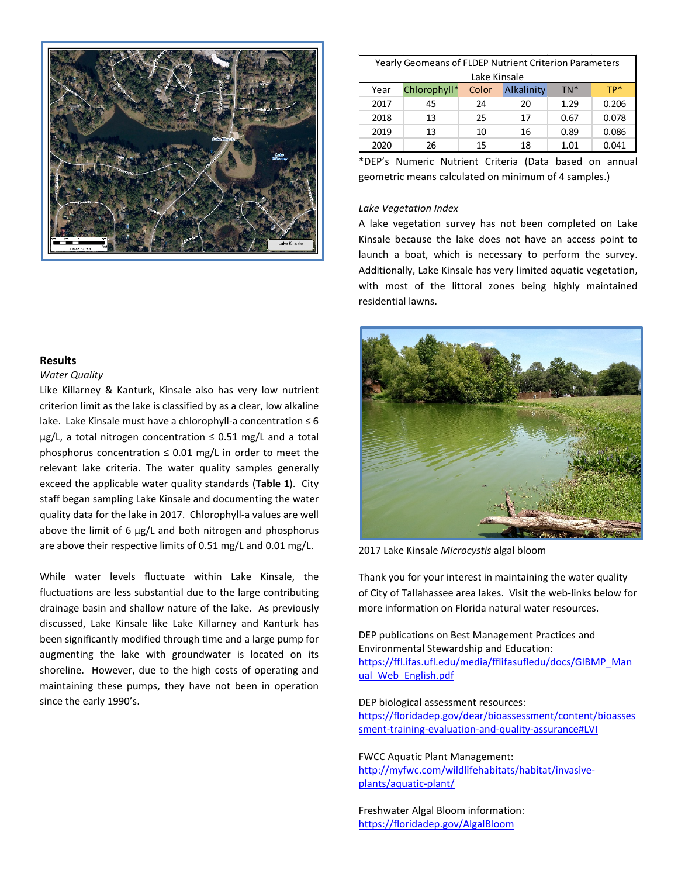| Yearly Geomeans of FLDEP Nutrient Criterion Parameters Lake Kinsale | | | | | |
|---|---|---|---|---|---|
| Year | Chlorophyll* | Color | Alkalinity | TN* | TP* |
| 2017 | 45 | 24 | 20 | 1.29 | 0.206 |
| 2018 | 13 | 25 | 17 | 0.67 | 0.078 |
| 2019 | 13 | 10 | 16 | 0.89 | 0.086 |
| 2020 | 26 | 15 | 18 | 1.01 | 0.041 |

*DEP's Numeric Nutrient Criteria (Data based on annual geometric means calculated on minimum of 4 samples.)

*Lake Vegetation Index*

A lake vegetation survey has not been completed on Lake Kinsale because the lake does not have an access point to launch a boat, which is necessary to perform the survey. Additionally, Lake Kinsale has very limited aquatic vegetation, with most of the littoral zones being highly maintained residential lawns.

## Results

*Water Quality*

Like Killarney & Kanturk, Kinsale also has very low nutrient criterion limit as the lake is classified by as a clear, low alkaline lake. Lake Kinsale must have a chlorophyll-a concentration ≤ 6 µg/L, a total nitrogen concentration ≤ 0.51 mg/L and a total phosphorus concentration ≤ 0.01 mg/L in order to meet the relevant lake criteria. The water quality samples generally exceed the applicable water quality standards (**Table 1**). City staff began sampling Lake Kinsale and documenting the water quality data for the lake in 2017. Chlorophyll-a values are well above the limit of 6 µg/L and both nitrogen and phosphorus are above their respective limits of 0.51 mg/L and 0.01 mg/L.

While water levels fluctuate within Lake Kinsale, the fluctuations are less substantial due to the large contributing drainage basin and shallow nature of the lake. As previously discussed, Lake Kinsale like Lake Killarney and Kanturk has been significantly modified through time and a large pump for augmenting the lake with groundwater is located on its shoreline. However, due to the high costs of operating and maintaining these pumps, they have not been in operation since the early 1990's.

2017 Lake Kinsale *Microcystis* algal bloom

Thank you for your interest in maintaining the water quality of City of Tallahassee area lakes. Visit the web-links below for more information on Florida natural water resources.

DEP publications on Best Management Practices and Environmental Stewardship and Education:
https://ffl.ifas.ufl.edu/media/fflifasufledu/docs/GIBMP_Manual_Web_English.pdf

DEP biological assessment resources:
https://floridadep.gov/dear/bioassessment/content/bioassessment-training-evaluation-and-quality-assurance#LVI

FWCC Aquatic Plant Management:
http://myfwc.com/wildlifehabitats/habitat/invasive-plants/aquatic-plant/

Freshwater Algal Bloom information:
https://floridadep.gov/AlgalBloom